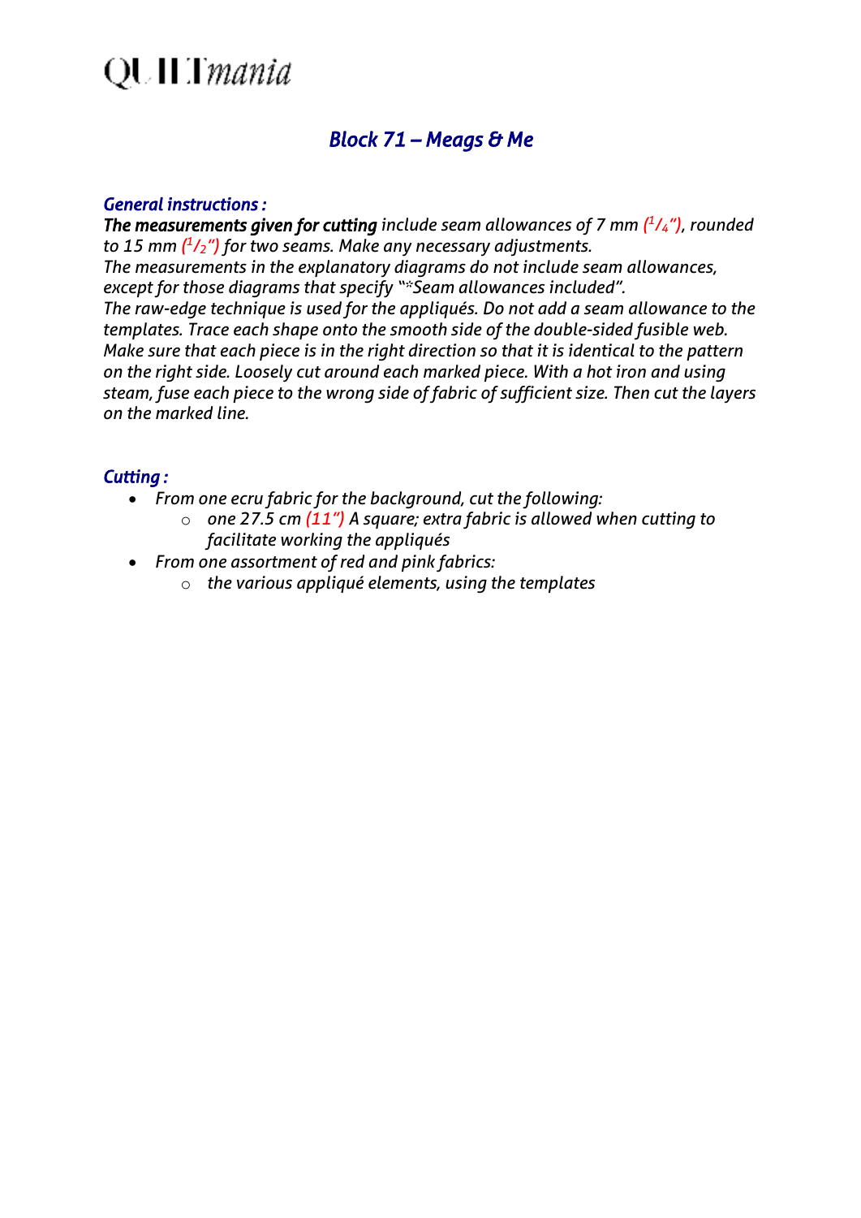QUILTmania

## *Block 71 – Meags & Me*

### *General instructions :*

***The measurements given for cutting** include seam allowances of 7 mm (1/4"), rounded to 15 mm (1/2") for two seams. Make any necessary adjustments.*
*The measurements in the explanatory diagrams do not include seam allowances, except for those diagrams that specify "*Seam allowances included".*
*The raw-edge technique is used for the appliqués. Do not add a seam allowance to the templates. Trace each shape onto the smooth side of the double-sided fusible web. Make sure that each piece is in the right direction so that it is identical to the pattern on the right side. Loosely cut around each marked piece. With a hot iron and using steam, fuse each piece to the wrong side of fabric of sufficient size. Then cut the layers on the marked line.*

### *Cutting :*

- *From one ecru fabric for the background, cut the following:*
    - *one 27.5 cm (11") A square; extra fabric is allowed when cutting to facilitate working the appliqués*
- *From one assortment of red and pink fabrics:*
    - *the various appliqué elements, using the templates*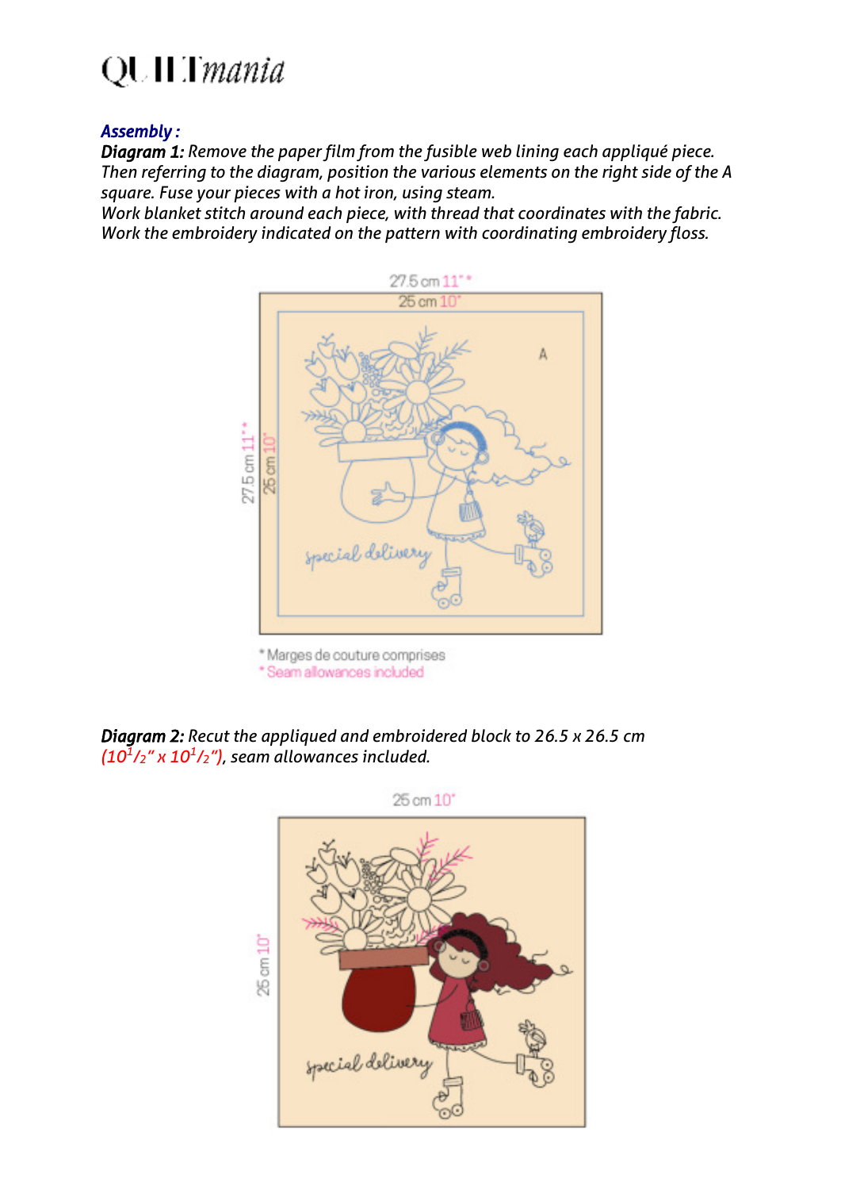# QUILTmania

***Assembly :***

***Diagram 1:*** *Remove the paper film from the fusible web lining each appliqué piece. Then referring to the diagram, position the various elements on the right side of the A square. Fuse your pieces with a hot iron, using steam.*
*Work blanket stitch around each piece, with thread that coordinates with the fabric. Work the embroidery indicated on the pattern with coordinating embroidery floss.*

27.5 cm 11"*

25 cm 10"

A

27.5 cm 11"*

25 cm 10"

special delivery

* Marges de couture comprises
* Seam allowances included

***Diagram 2:*** *Recut the appliqued and embroidered block to 26.5 x 26.5 cm (10 1/2" x 10 1/2"), seam allowances included.*

25 cm 10"

25 cm 10"

special delivery